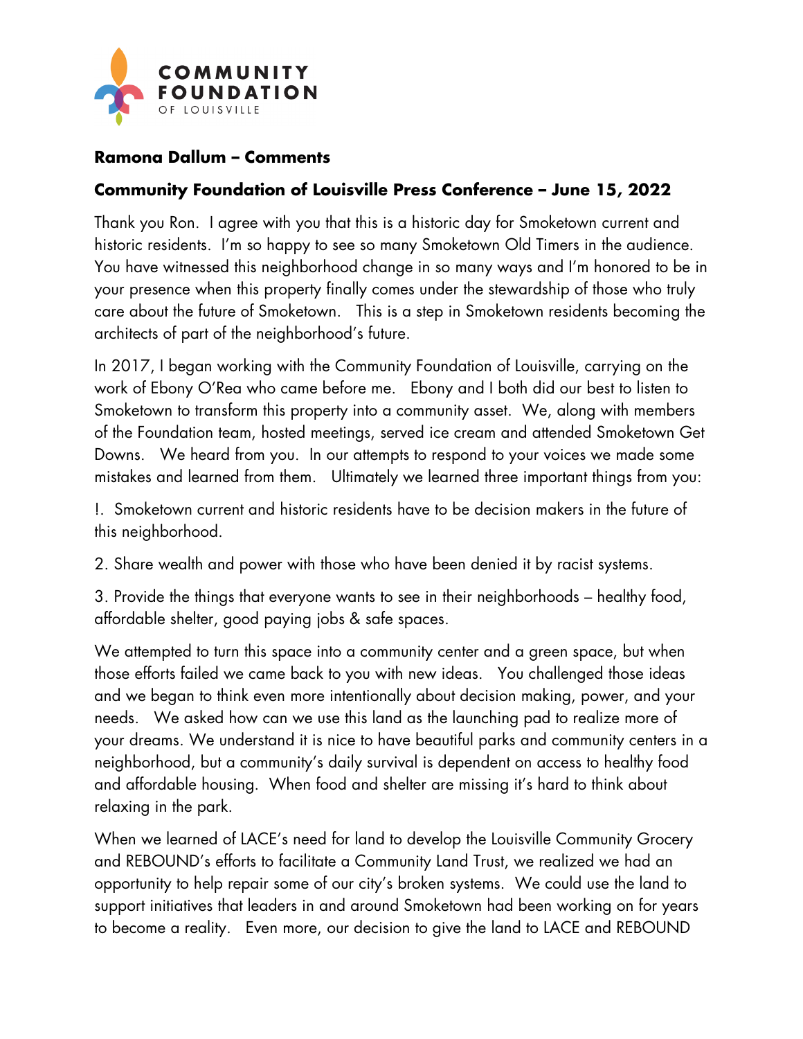**COMMUNITY FOUNDATION OF LOUISVILLE**

**Ramona Dallum – Comments**

**Community Foundation of Louisville Press Conference – June 15, 2022**

Thank you Ron. I agree with you that this is a historic day for Smoketown current and historic residents. I'm so happy to see so many Smoketown Old Timers in the audience. You have witnessed this neighborhood change in so many ways and I'm honored to be in your presence when this property finally comes under the stewardship of those who truly care about the future of Smoketown. This is a step in Smoketown residents becoming the architects of part of the neighborhood's future.

In 2017, I began working with the Community Foundation of Louisville, carrying on the work of Ebony O'Rea who came before me. Ebony and I both did our best to listen to Smoketown to transform this property into a community asset. We, along with members of the Foundation team, hosted meetings, served ice cream and attended Smoketown Get Downs. We heard from you. In our attempts to respond to your voices we made some mistakes and learned from them. Ultimately we learned three important things from you:

!. Smoketown current and historic residents have to be decision makers in the future of this neighborhood.

2. Share wealth and power with those who have been denied it by racist systems.

3. Provide the things that everyone wants to see in their neighborhoods – healthy food, affordable shelter, good paying jobs & safe spaces.

We attempted to turn this space into a community center and a green space, but when those efforts failed we came back to you with new ideas. You challenged those ideas and we began to think even more intentionally about decision making, power, and your needs. We asked how can we use this land as the launching pad to realize more of your dreams. We understand it is nice to have beautiful parks and community centers in a neighborhood, but a community's daily survival is dependent on access to healthy food and affordable housing. When food and shelter are missing it's hard to think about relaxing in the park.

When we learned of LACE's need for land to develop the Louisville Community Grocery and REBOUND's efforts to facilitate a Community Land Trust, we realized we had an opportunity to help repair some of our city's broken systems. We could use the land to support initiatives that leaders in and around Smoketown had been working on for years to become a reality. Even more, our decision to give the land to LACE and REBOUND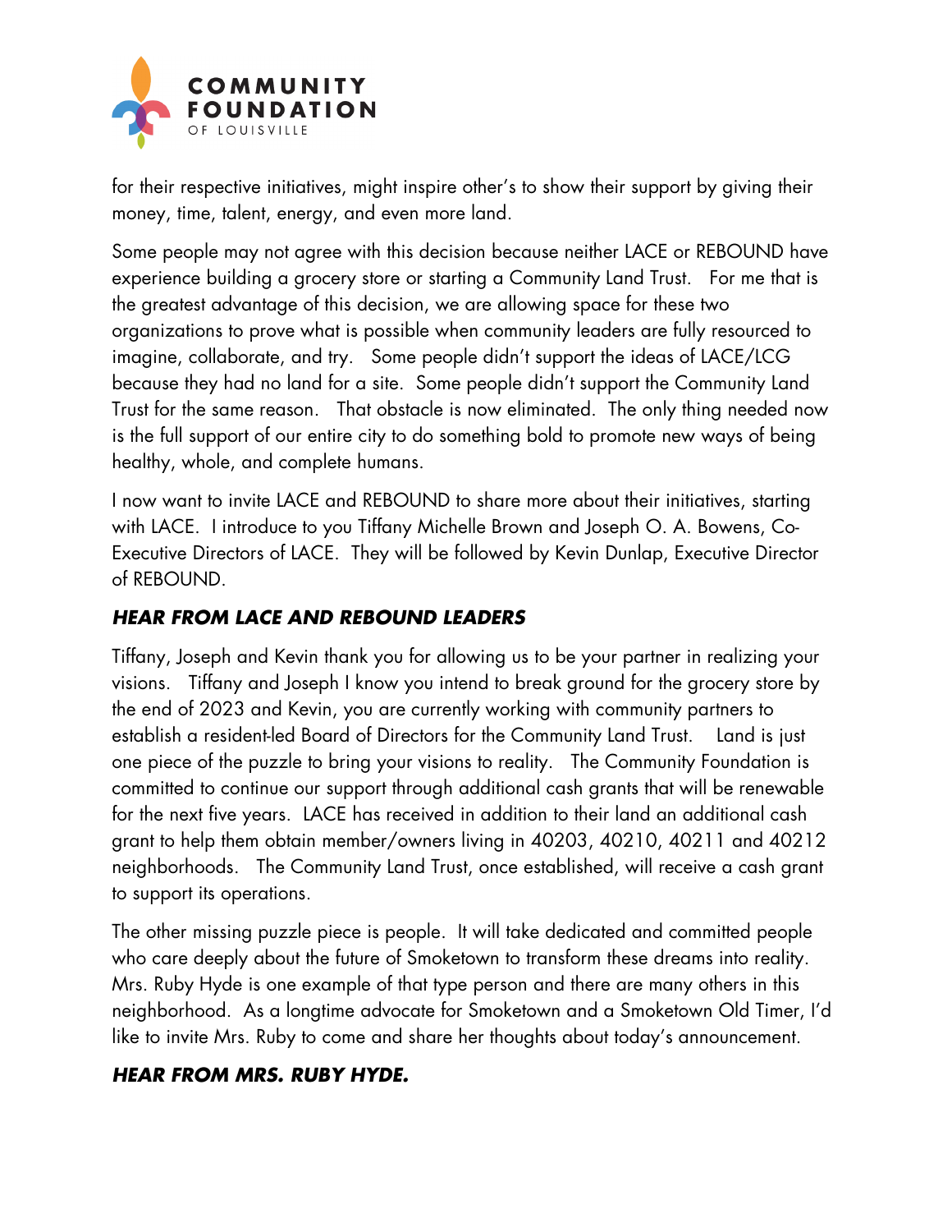for their respective initiatives, might inspire other's to show their support by giving their money, time, talent, energy, and even more land.

Some people may not agree with this decision because neither LACE or REBOUND have experience building a grocery store or starting a Community Land Trust. For me that is the greatest advantage of this decision, we are allowing space for these two organizations to prove what is possible when community leaders are fully resourced to imagine, collaborate, and try. Some people didn't support the ideas of LACE/LCG because they had no land for a site. Some people didn't support the Community Land Trust for the same reason. That obstacle is now eliminated. The only thing needed now is the full support of our entire city to do something bold to promote new ways of being healthy, whole, and complete humans.

I now want to invite LACE and REBOUND to share more about their initiatives, starting with LACE. I introduce to you Tiffany Michelle Brown and Joseph O. A. Bowens, Co-Executive Directors of LACE. They will be followed by Kevin Dunlap, Executive Director of REBOUND.

***HEAR FROM LACE AND REBOUND LEADERS***

Tiffany, Joseph and Kevin thank you for allowing us to be your partner in realizing your visions. Tiffany and Joseph I know you intend to break ground for the grocery store by the end of 2023 and Kevin, you are currently working with community partners to establish a resident-led Board of Directors for the Community Land Trust. Land is just one piece of the puzzle to bring your visions to reality. The Community Foundation is committed to continue our support through additional cash grants that will be renewable for the next five years. LACE has received in addition to their land an additional cash grant to help them obtain member/owners living in 40203, 40210, 40211 and 40212 neighborhoods. The Community Land Trust, once established, will receive a cash grant to support its operations.

The other missing puzzle piece is people. It will take dedicated and committed people who care deeply about the future of Smoketown to transform these dreams into reality. Mrs. Ruby Hyde is one example of that type person and there are many others in this neighborhood. As a longtime advocate for Smoketown and a Smoketown Old Timer, I'd like to invite Mrs. Ruby to come and share her thoughts about today's announcement.

***HEAR FROM MRS. RUBY HYDE.***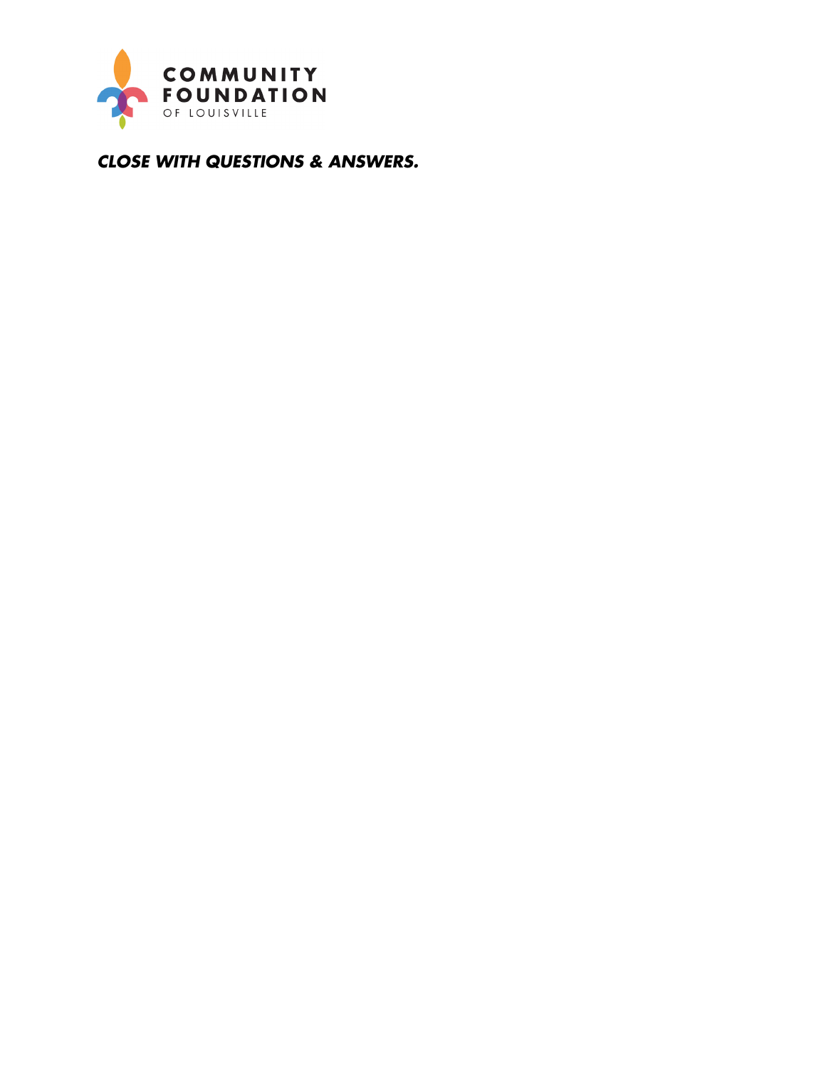**COMMUNITY FOUNDATION** OF LOUISVILLE

***CLOSE WITH QUESTIONS & ANSWERS.***